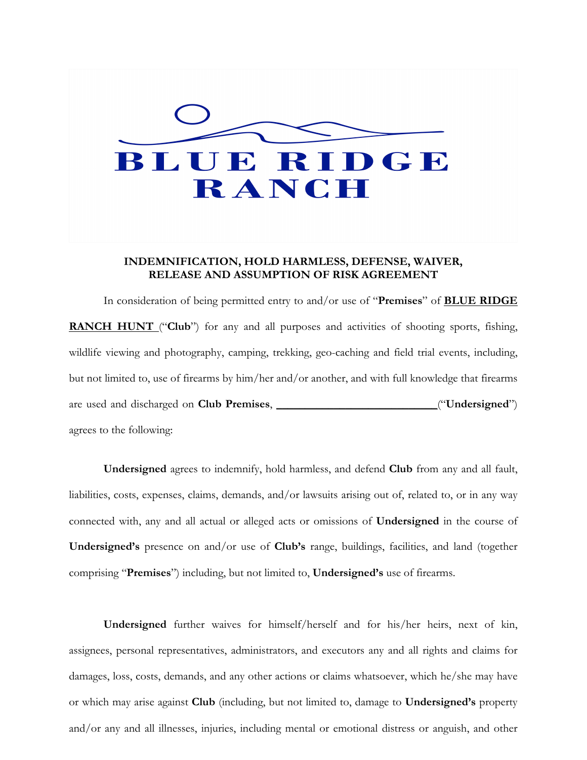# BLUE RIDGE RANCH

## INDEMNIFICATION, HOLD HARMLESS, DEFENSE, WAIVER, RELEASE AND ASSUMPTION OF RISK AGREEMENT

In consideration of being permitted entry to and/or use of "**Premises**" of **BLUE RIDGE RANCH HUNT** ("**Club**") for any and all purposes and activities of shooting sports, fishing, wildlife viewing and photography, camping, trekking, geo-caching and field trial events, including, but not limited to, use of firearms by him/her and/or another, and with full knowledge that firearms are used and discharged on **Club Premises**, ___________________________("**Undersigned**") agrees to the following:

**Undersigned** agrees to indemnify, hold harmless, and defend **Club** from any and all fault, liabilities, costs, expenses, claims, demands, and/or lawsuits arising out of, related to, or in any way connected with, any and all actual or alleged acts or omissions of **Undersigned** in the course of **Undersigned's** presence on and/or use of **Club's** range, buildings, facilities, and land (together comprising "**Premises**") including, but not limited to, **Undersigned's** use of firearms.

**Undersigned** further waives for himself/herself and for his/her heirs, next of kin, assignees, personal representatives, administrators, and executors any and all rights and claims for damages, loss, costs, demands, and any other actions or claims whatsoever, which he/she may have or which may arise against **Club** (including, but not limited to, damage to **Undersigned's** property and/or any and all illnesses, injuries, including mental or emotional distress or anguish, and other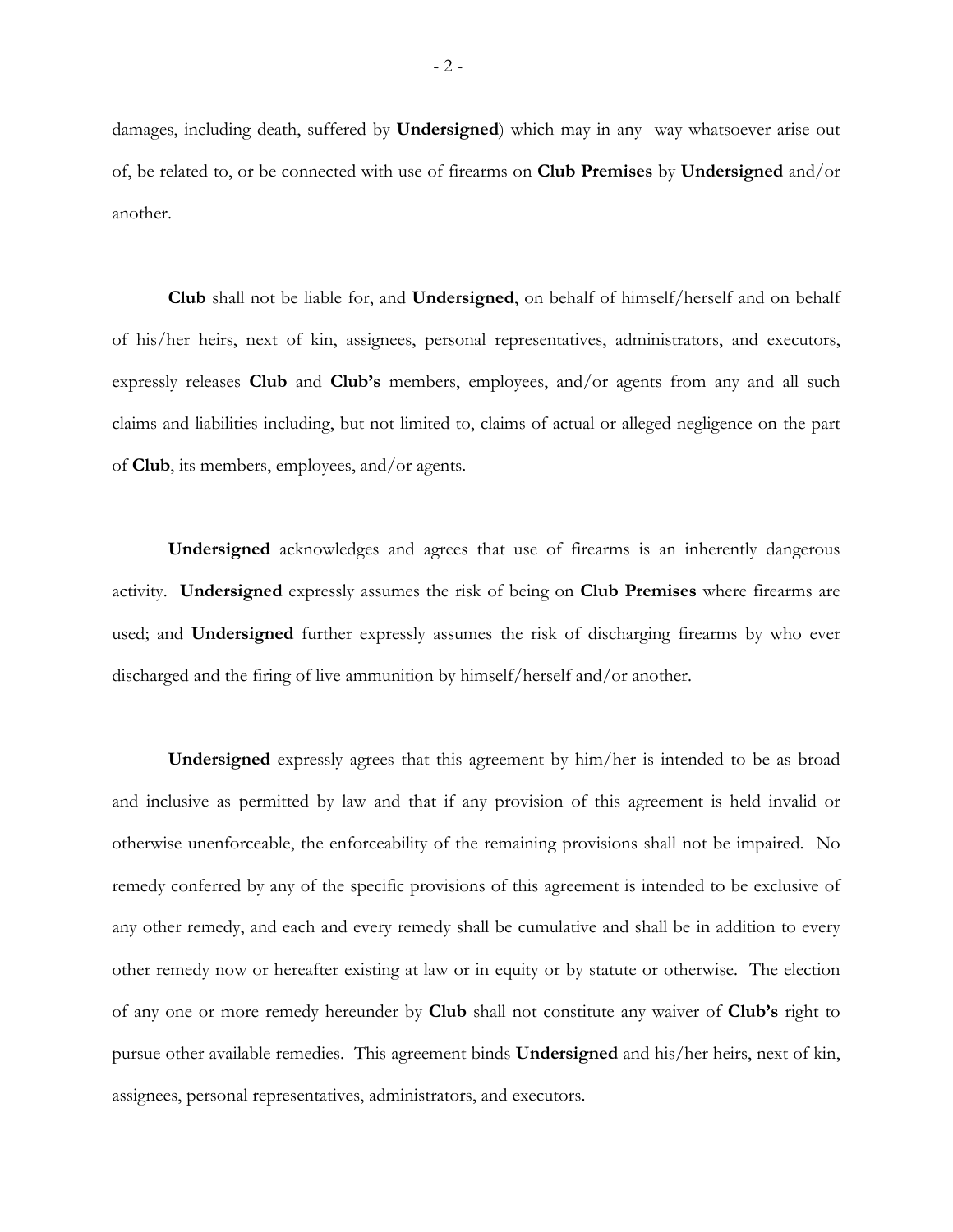damages, including death, suffered by **Undersigned**) which may in any way whatsoever arise out of, be related to, or be connected with use of firearms on **Club Premises** by **Undersigned** and/or another.

**Club** shall not be liable for, and **Undersigned**, on behalf of himself/herself and on behalf of his/her heirs, next of kin, assignees, personal representatives, administrators, and executors, expressly releases **Club** and **Club's** members, employees, and/or agents from any and all such claims and liabilities including, but not limited to, claims of actual or alleged negligence on the part of **Club**, its members, employees, and/or agents.

**Undersigned** acknowledges and agrees that use of firearms is an inherently dangerous activity. **Undersigned** expressly assumes the risk of being on **Club Premises** where firearms are used; and **Undersigned** further expressly assumes the risk of discharging firearms by who ever discharged and the firing of live ammunition by himself/herself and/or another.

**Undersigned** expressly agrees that this agreement by him/her is intended to be as broad and inclusive as permitted by law and that if any provision of this agreement is held invalid or otherwise unenforceable, the enforceability of the remaining provisions shall not be impaired. No remedy conferred by any of the specific provisions of this agreement is intended to be exclusive of any other remedy, and each and every remedy shall be cumulative and shall be in addition to every other remedy now or hereafter existing at law or in equity or by statute or otherwise. The election of any one or more remedy hereunder by **Club** shall not constitute any waiver of **Club's** right to pursue other available remedies. This agreement binds **Undersigned** and his/her heirs, next of kin, assignees, personal representatives, administrators, and executors.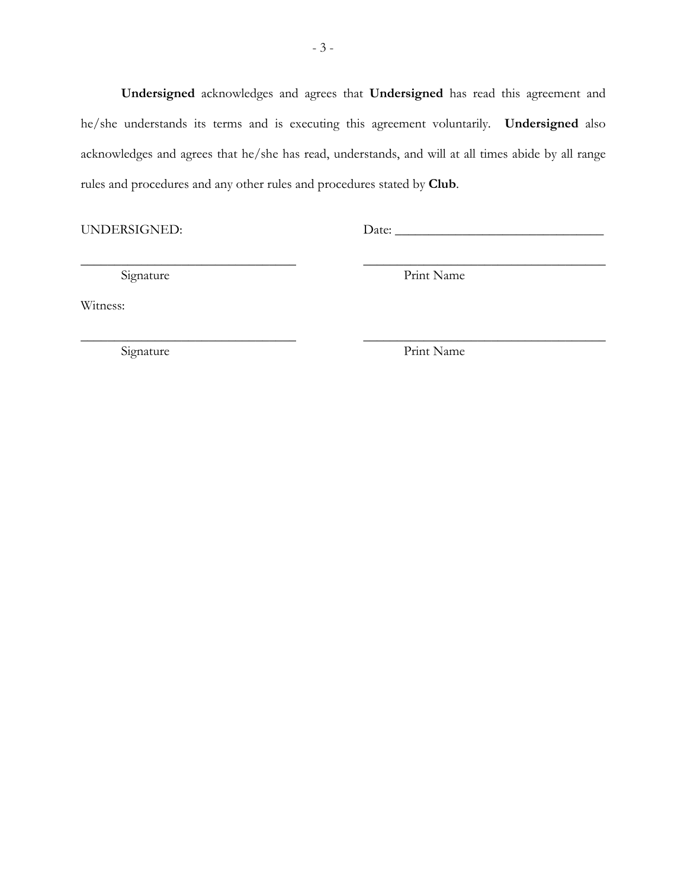**Undersigned** acknowledges and agrees that **Undersigned** has read this agreement and he/she understands its terms and is executing this agreement voluntarily. **Undersigned** also acknowledges and agrees that he/she has read, understands, and will at all times abide by all range rules and procedures and any other rules and procedures stated by **Club**.

UNDERSIGNED: Date: _______________________________

_________________________________ _____________________________________

Signature Print Name

Witness:

_________________________________ _____________________________________

Signature Print Name